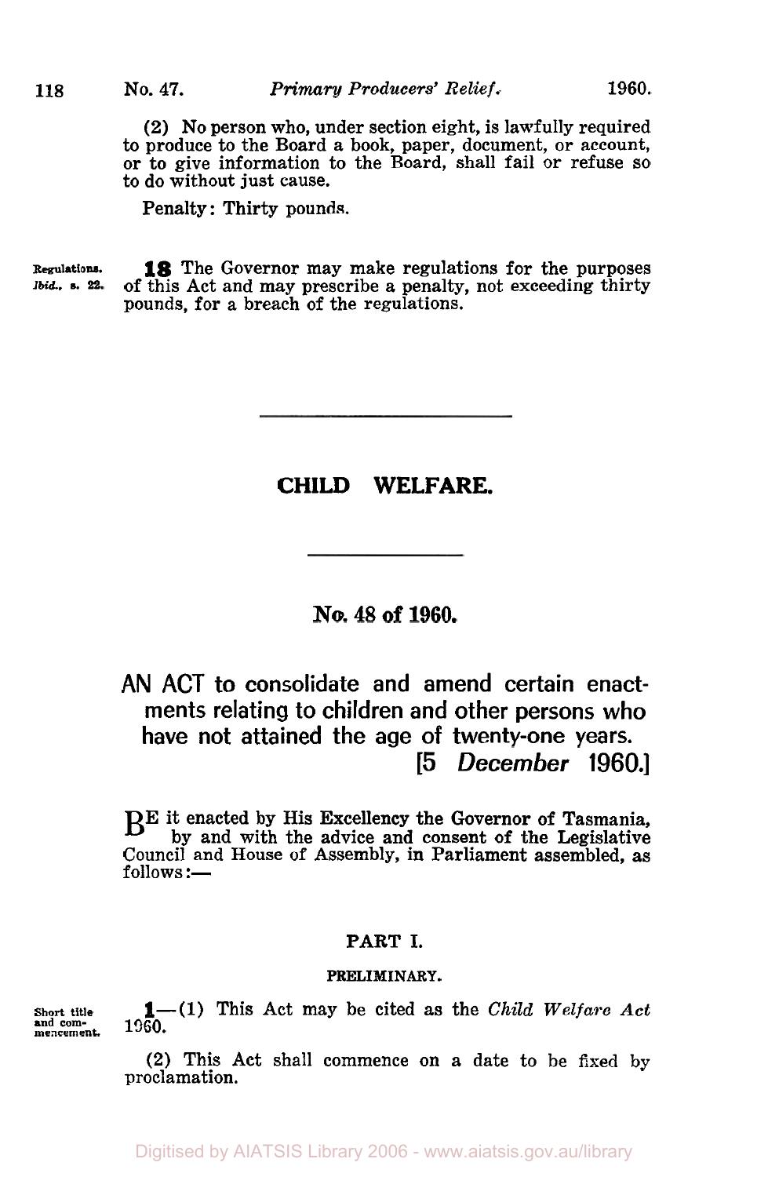(2) No person who, under section eight, is lawfully required to produce to the Board a book, paper, document, or account, or to give information to the Board, shall fail or refuse so to do without just cause.

Penalty: Thirty pounds.

Regulations. *Ibid.*, s. 22.

**18** The Governor may make regulations for the purposes of this Act and may prescribe a penalty, not exceeding thirty pounds, for a breach of the regulations.

---

# CHILD WELFARE.

---

## No. 48 of 1960.

## AN ACT to consolidate and amend certain enactments relating to children and other persons who have not attained the age of twenty-one years.

[5 *December* 1960.]

BE it enacted by His Excellency the Governor of Tasmania, by and with the advice and consent of the Legislative Council and House of Assembly, in Parliament assembled, as follows:—

### PART I.

#### PRELIMINARY.

Short title and commencement.

**1**—(1) This Act may be cited as the *Child Welfare Act* 1960.

(2) This Act shall commence on a date to be fixed by proclamation.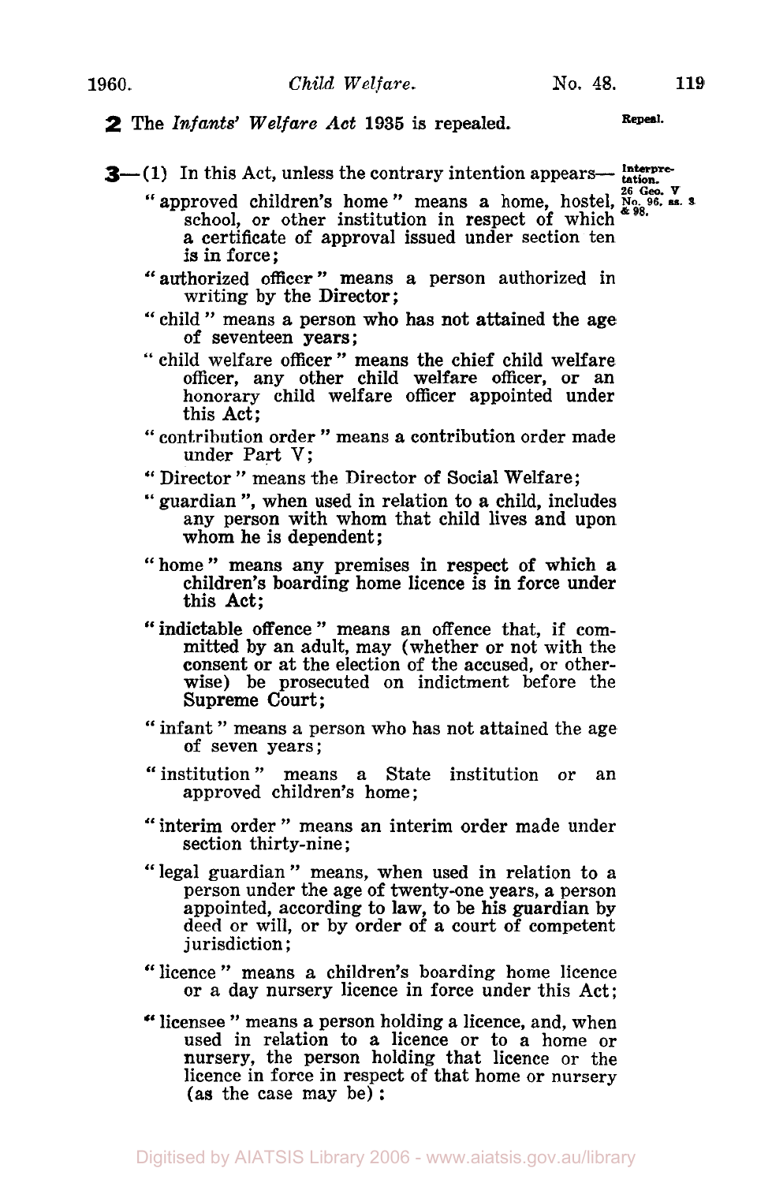**2** The *Infants' Welfare Act* 1935 is repealed. Repeal.

**3**—(1) In this Act, unless the contrary intention appears— Interpretation. 26 Geo. V No. 96, ss. 3 & 98.

"approved children's home" means a home, hostel, school, or other institution in respect of which a certificate of approval issued under section ten is in force;

"authorized officer" means a person authorized in writing by the Director;

"child" means a person who has not attained the age of seventeen years;

"child welfare officer" means the chief child welfare officer, any other child welfare officer, or an honorary child welfare officer appointed under this Act;

"contribution order" means a contribution order made under Part V;

"Director" means the Director of Social Welfare;

"guardian", when used in relation to a child, includes any person with whom that child lives and upon whom he is dependent;

"home" means any premises in respect of which a children's boarding home licence is in force under this Act;

"indictable offence" means an offence that, if committed by an adult, may (whether or not with the consent or at the election of the accused, or otherwise) be prosecuted on indictment before the Supreme Court;

"infant" means a person who has not attained the age of seven years;

"institution" means a State institution or an approved children's home;

"interim order" means an interim order made under section thirty-nine;

"legal guardian" means, when used in relation to a person under the age of twenty-one years, a person appointed, according to law, to be his guardian by deed or will, or by order of a court of competent jurisdiction;

"licence" means a children's boarding home licence or a day nursery licence in force under this Act;

"licensee" means a person holding a licence, and, when used in relation to a licence or to a home or nursery, the person holding that licence or the licence in force in respect of that home or nursery (as the case may be):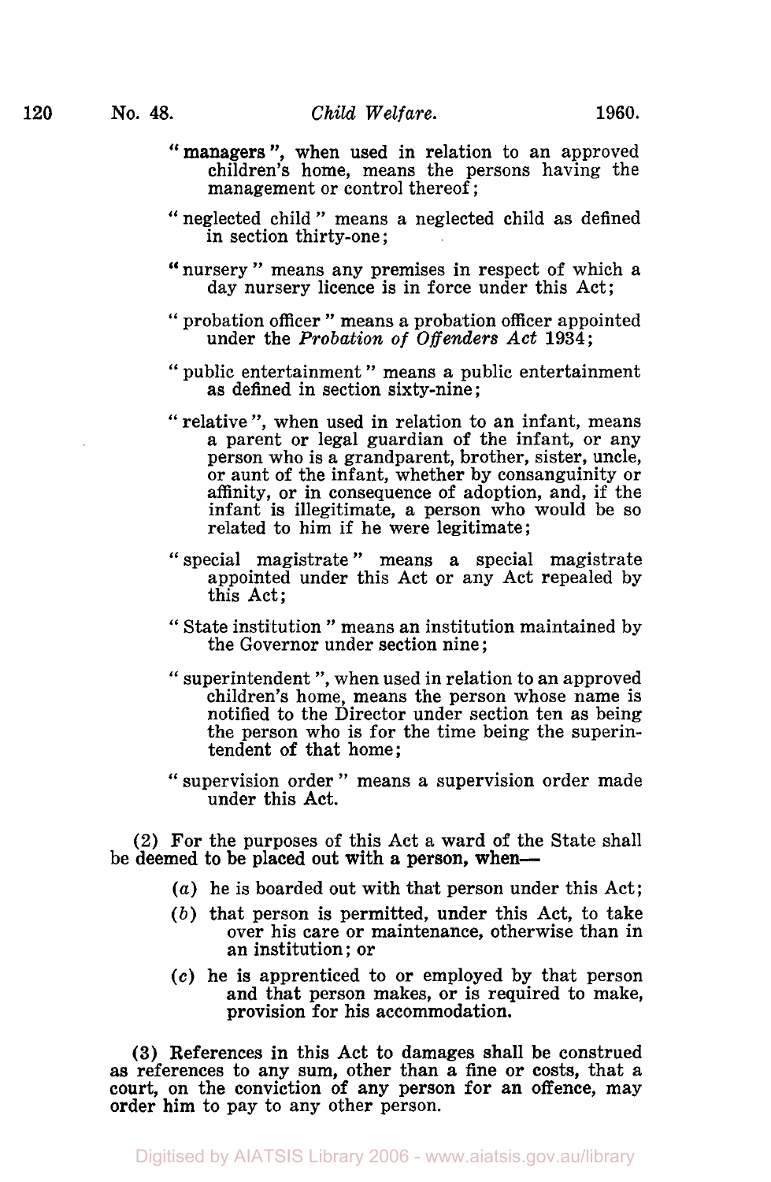"managers", when used in relation to an approved children's home, means the persons having the management or control thereof;

"neglected child" means a neglected child as defined in section thirty-one;

"nursery" means any premises in respect of which a day nursery licence is in force under this Act;

"probation officer" means a probation officer appointed under the *Probation of Offenders Act* 1934;

"public entertainment" means a public entertainment as defined in section sixty-nine;

"relative", when used in relation to an infant, means a parent or legal guardian of the infant, or any person who is a grandparent, brother, sister, uncle, or aunt of the infant, whether by consanguinity or affinity, or in consequence of adoption, and, if the infant is illegitimate, a person who would be so related to him if he were legitimate;

"special magistrate" means a special magistrate appointed under this Act or any Act repealed by this Act;

"State institution" means an institution maintained by the Governor under section nine;

"superintendent", when used in relation to an approved children's home, means the person whose name is notified to the Director under section ten as being the person who is for the time being the superintendent of that home;

"supervision order" means a supervision order made under this Act.

(2) For the purposes of this Act a ward of the State shall be deemed to be placed out with a person, when—

(*a*) he is boarded out with that person under this Act;

(*b*) that person is permitted, under this Act, to take over his care or maintenance, otherwise than in an institution; or

(*c*) he is apprenticed to or employed by that person and that person makes, or is required to make, provision for his accommodation.

(3) References in this Act to damages shall be construed as references to any sum, other than a fine or costs, that a court, on the conviction of any person for an offence, may order him to pay to any other person.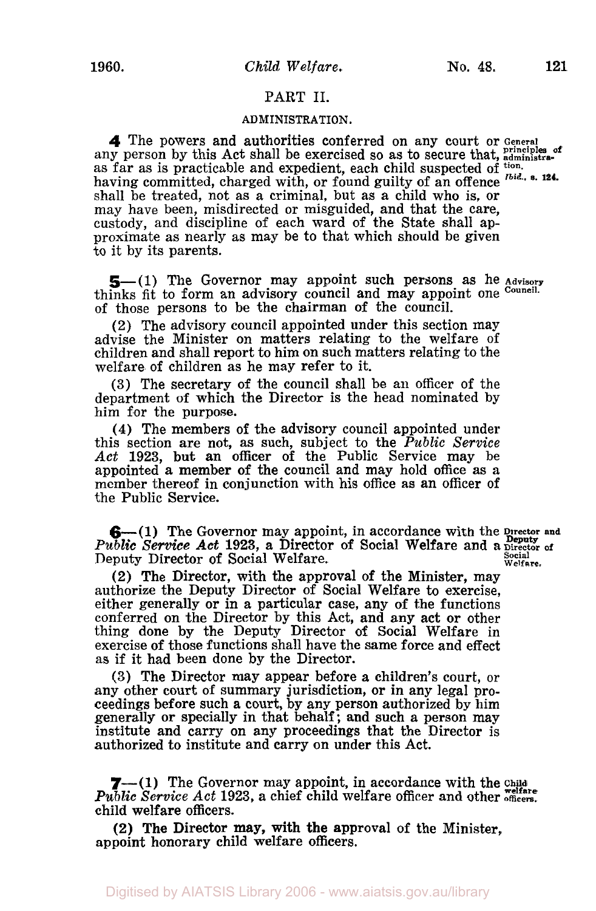## PART II.

### ADMINISTRATION.

**4** The powers and authorities conferred on any court or any person by this Act shall be exercised so as to secure that, as far as is practicable and expedient, each child suspected of having committed, charged with, or found guilty of an offence shall be treated, not as a criminal, but as a child who is, or may have been, misdirected or misguided, and that the care, custody, and discipline of each ward of the State shall approximate as nearly as may be to that which should be given to it by its parents.

General principles of administration. *Ibid.*, s. 124.

**5**—(1) The Governor may appoint such persons as he thinks fit to form an advisory council and may appoint one of those persons to be the chairman of the council.

Advisory Council.

(2) The advisory council appointed under this section may advise the Minister on matters relating to the welfare of children and shall report to him on such matters relating to the welfare of children as he may refer to it.

(3) The secretary of the council shall be an officer of the department of which the Director is the head nominated by him for the purpose.

(4) The members of the advisory council appointed under this section are not, as such, subject to the *Public Service Act* 1923, but an officer of the Public Service may be appointed a member of the council and may hold office as a member thereof in conjunction with his office as an officer of the Public Service.

**6**—(1) The Governor may appoint, in accordance with the *Public Service Act* 1923, a Director of Social Welfare and a Deputy Director of Social Welfare.

Director and Deputy Director of Social Welfare.

(2) The Director, with the approval of the Minister, may authorize the Deputy Director of Social Welfare to exercise, either generally or in a particular case, any of the functions conferred on the Director by this Act, and any act or other thing done by the Deputy Director of Social Welfare in exercise of those functions shall have the same force and effect as if it had been done by the Director.

(3) The Director may appear before a children's court, or any other court of summary jurisdiction, or in any legal proceedings before such a court, by any person authorized by him generally or specially in that behalf; and such a person may institute and carry on any proceedings that the Director is authorized to institute and carry on under this Act.

**7**—(1) The Governor may appoint, in accordance with the *Public Service Act* 1923, a chief child welfare officer and other child welfare officers.

Child welfare officers.

(2) The Director may, with the approval of the Minister, appoint honorary child welfare officers.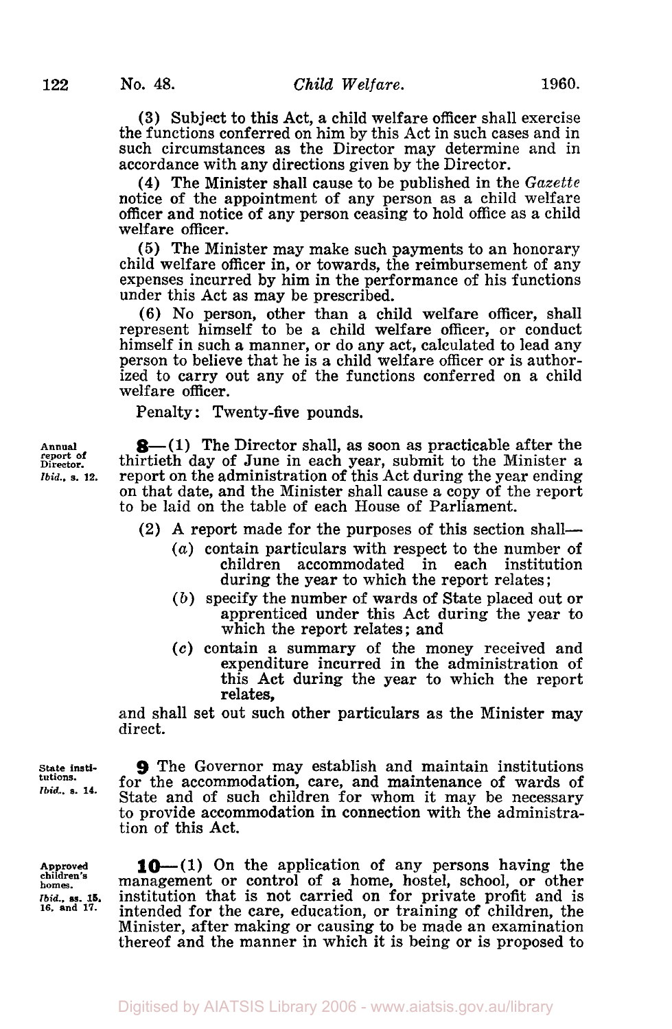(3) Subject to this Act, a child welfare officer shall exercise the functions conferred on him by this Act in such cases and in such circumstances as the Director may determine and in accordance with any directions given by the Director.

(4) The Minister shall cause to be published in the *Gazette* notice of the appointment of any person as a child welfare officer and notice of any person ceasing to hold office as a child welfare officer.

(5) The Minister may make such payments to an honorary child welfare officer in, or towards, the reimbursement of any expenses incurred by him in the performance of his functions under this Act as may be prescribed.

(6) No person, other than a child welfare officer, shall represent himself to be a child welfare officer, or conduct himself in such a manner, or do any act, calculated to lead any person to believe that he is a child welfare officer or is authorized to carry out any of the functions conferred on a child welfare officer.

Penalty: Twenty-five pounds.

**Annual report of Director.** *Ibid.*, s. 12.

**8**—(1) The Director shall, as soon as practicable after the thirtieth day of June in each year, submit to the Minister a report on the administration of this Act during the year ending on that date, and the Minister shall cause a copy of the report to be laid on the table of each House of Parliament.

(2) A report made for the purposes of this section shall—

- (*a*) contain particulars with respect to the number of children accommodated in each institution during the year to which the report relates;
- (*b*) specify the number of wards of State placed out or apprenticed under this Act during the year to which the report relates; and
- (*c*) contain a summary of the money received and expenditure incurred in the administration of this Act during the year to which the report relates,

and shall set out such other particulars as the Minister may direct.

**State institutions.** *Ibid.*, s. 14.

**9** The Governor may establish and maintain institutions for the accommodation, care, and maintenance of wards of State and of such children for whom it may be necessary to provide accommodation in connection with the administration of this Act.

**Approved children's homes.** *Ibid.*, ss. 15, 16, and 17.

**10**—(1) On the application of any persons having the management or control of a home, hostel, school, or other institution that is not carried on for private profit and is intended for the care, education, or training of children, the Minister, after making or causing to be made an examination thereof and the manner in which it is being or is proposed to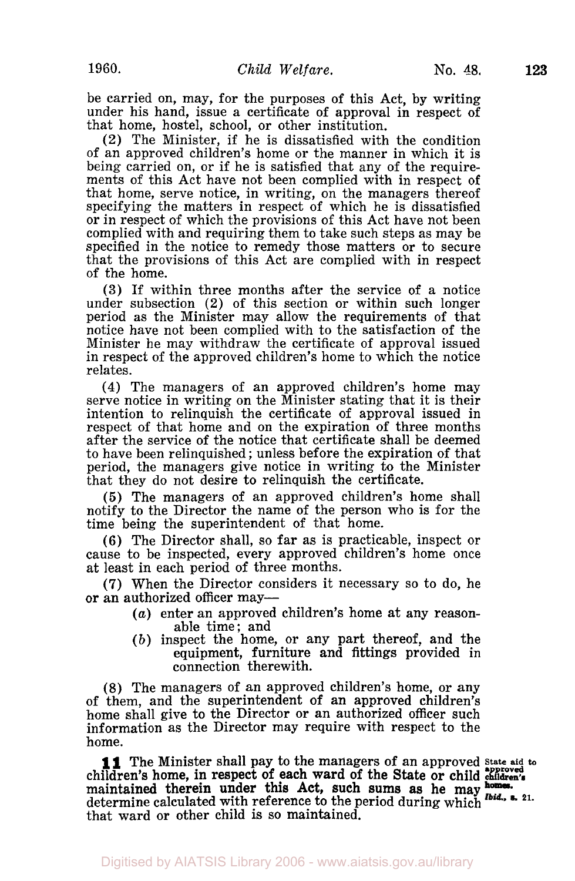be carried on, may, for the purposes of this Act, by writing under his hand, issue a certificate of approval in respect of that home, hostel, school, or other institution.

(2) The Minister, if he is dissatisfied with the condition of an approved children's home or the manner in which it is being carried on, or if he is satisfied that any of the requirements of this Act have not been complied with in respect of that home, serve notice, in writing, on the managers thereof specifying the matters in respect of which he is dissatisfied or in respect of which the provisions of this Act have not been complied with and requiring them to take such steps as may be specified in the notice to remedy those matters or to secure that the provisions of this Act are complied with in respect of the home.

(3) If within three months after the service of a notice under subsection (2) of this section or within such longer period as the Minister may allow the requirements of that notice have not been complied with to the satisfaction of the Minister he may withdraw the certificate of approval issued in respect of the approved children's home to which the notice relates.

(4) The managers of an approved children's home may serve notice in writing on the Minister stating that it is their intention to relinquish the certificate of approval issued in respect of that home and on the expiration of three months after the service of the notice that certificate shall be deemed to have been relinquished; unless before the expiration of that period, the managers give notice in writing to the Minister that they do not desire to relinquish the certificate.

(5) The managers of an approved children's home shall notify to the Director the name of the person who is for the time being the superintendent of that home.

(6) The Director shall, so far as is practicable, inspect or cause to be inspected, every approved children's home once at least in each period of three months.

(7) When the Director considers it necessary so to do, he or an authorized officer may—

- (*a*) enter an approved children's home at any reasonable time; and
- (*b*) inspect the home, or any part thereof, and the equipment, furniture and fittings provided in connection therewith.

(8) The managers of an approved children's home, or any of them, and the superintendent of an approved children's home shall give to the Director or an authorized officer such information as the Director may require with respect to the home.

**11** The Minister shall pay to the managers of an approved children's home, in respect of each ward of the State or child maintained therein under this Act, such sums as he may determine calculated with reference to the period during which that ward or other child is so maintained.

*State aid to approved children's homes.*
*Ibid.*, s. 21.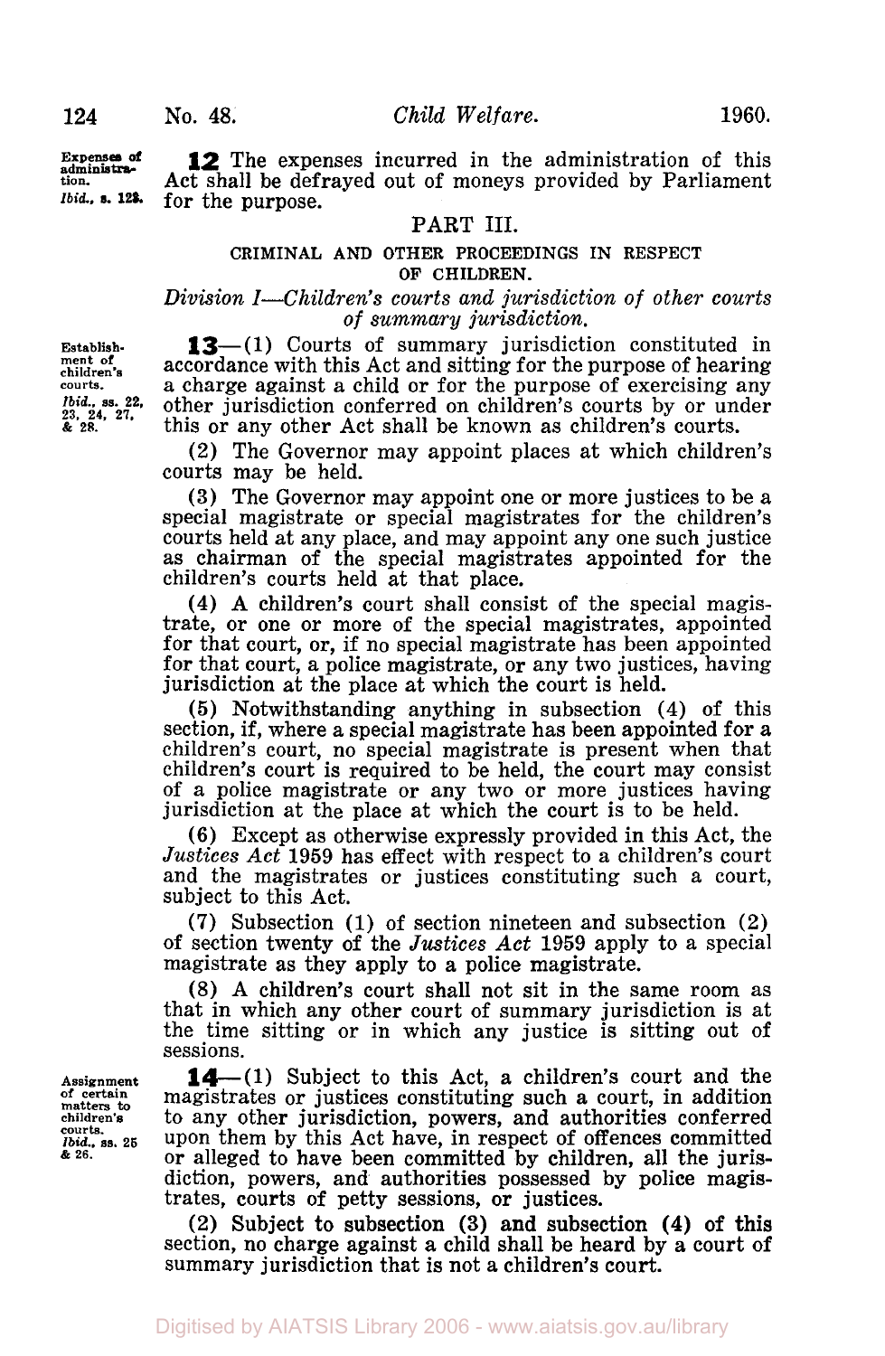**Expenses of administration.** *Ibid.*, s. 128.

**12** The expenses incurred in the administration of this Act shall be defrayed out of moneys provided by Parliament for the purpose.

## PART III.

### CRIMINAL AND OTHER PROCEEDINGS IN RESPECT OF CHILDREN.

*Division I—Children's courts and jurisdiction of other courts of summary jurisdiction.*

**Establishment of children's courts.** *Ibid.*, ss. 22, 23, 24, 27, & 28.

**13**—(1) Courts of summary jurisdiction constituted in accordance with this Act and sitting for the purpose of hearing a charge against a child or for the purpose of exercising any other jurisdiction conferred on children's courts by or under this or any other Act shall be known as children's courts.

(2) The Governor may appoint places at which children's courts may be held.

(3) The Governor may appoint one or more justices to be a special magistrate or special magistrates for the children's courts held at any place, and may appoint any one such justice as chairman of the special magistrates appointed for the children's courts held at that place.

(4) A children's court shall consist of the special magistrate, or one or more of the special magistrates, appointed for that court, or, if no special magistrate has been appointed for that court, a police magistrate, or any two justices, having jurisdiction at the place at which the court is held.

(5) Notwithstanding anything in subsection (4) of this section, if, where a special magistrate has been appointed for a children's court, no special magistrate is present when that children's court is required to be held, the court may consist of a police magistrate or any two or more justices having jurisdiction at the place at which the court is to be held.

(6) Except as otherwise expressly provided in this Act, the *Justices Act* 1959 has effect with respect to a children's court and the magistrates or justices constituting such a court, subject to this Act.

(7) Subsection (1) of section nineteen and subsection (2) of section twenty of the *Justices Act* 1959 apply to a special magistrate as they apply to a police magistrate.

(8) A children's court shall not sit in the same room as that in which any other court of summary jurisdiction is at the time sitting or in which any justice is sitting out of sessions.

**Assignment of certain matters to children's courts.** *Ibid.*, ss. 25 & 26.

**14**—(1) Subject to this Act, a children's court and the magistrates or justices constituting such a court, in addition to any other jurisdiction, powers, and authorities conferred upon them by this Act have, in respect of offences committed or alleged to have been committed by children, all the jurisdiction, powers, and authorities possessed by police magistrates, courts of petty sessions, or justices.

(2) Subject to subsection (3) and subsection (4) of this section, no charge against a child shall be heard by a court of summary jurisdiction that is not a children's court.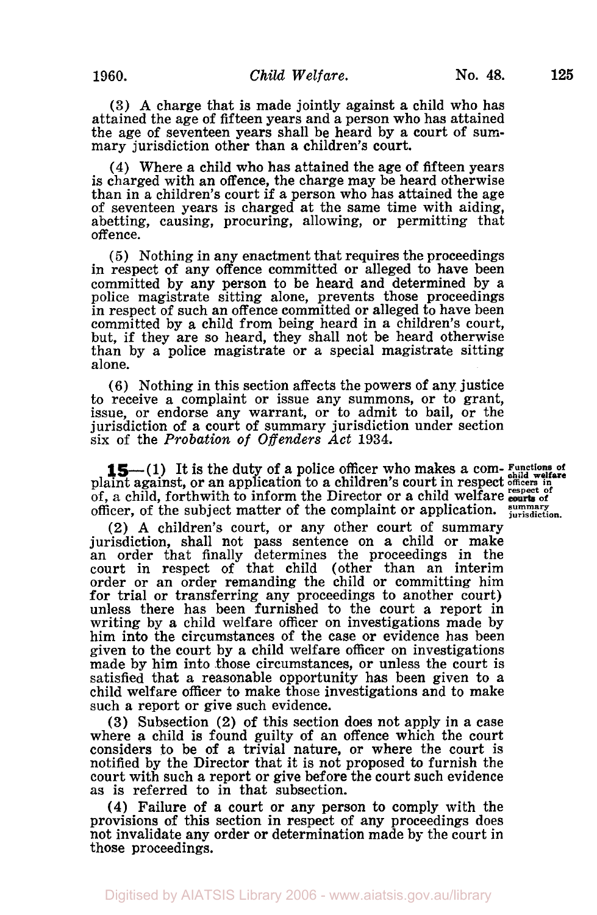(3) A charge that is made jointly against a child who has attained the age of fifteen years and a person who has attained the age of seventeen years shall be heard by a court of summary jurisdiction other than a children's court.

(4) Where a child who has attained the age of fifteen years is charged with an offence, the charge may be heard otherwise than in a children's court if a person who has attained the age of seventeen years is charged at the same time with aiding, abetting, causing, procuring, allowing, or permitting that offence.

(5) Nothing in any enactment that requires the proceedings in respect of any offence committed or alleged to have been committed by any person to be heard and determined by a police magistrate sitting alone, prevents those proceedings in respect of such an offence committed or alleged to have been committed by a child from being heard in a children's court, but, if they are so heard, they shall not be heard otherwise than by a police magistrate or a special magistrate sitting alone.

(6) Nothing in this section affects the powers of any justice to receive a complaint or issue any summons, or to grant, issue, or endorse any warrant, or to admit to bail, or the jurisdiction of a court of summary jurisdiction under section six of the *Probation of Offenders Act* 1934.

**Functions of child welfare officers in respect of courts of summary jurisdiction.**

**15**—(1) It is the duty of a police officer who makes a complaint against, or an application to a children's court in respect of, a child, forthwith to inform the Director or a child welfare officer, of the subject matter of the complaint or application.

(2) A children's court, or any other court of summary jurisdiction, shall not pass sentence on a child or make an order that finally determines the proceedings in the court in respect of that child (other than an interim order or an order remanding the child or committing him for trial or transferring any proceedings to another court) unless there has been furnished to the court a report in writing by a child welfare officer on investigations made by him into the circumstances of the case or evidence has been given to the court by a child welfare officer on investigations made by him into those circumstances, or unless the court is satisfied that a reasonable opportunity has been given to a child welfare officer to make those investigations and to make such a report or give such evidence.

(3) Subsection (2) of this section does not apply in a case where a child is found guilty of an offence which the court considers to be of a trivial nature, or where the court is notified by the Director that it is not proposed to furnish the court with such a report or give before the court such evidence as is referred to in that subsection.

(4) Failure of a court or any person to comply with the provisions of this section in respect of any proceedings does not invalidate any order or determination made by the court in those proceedings.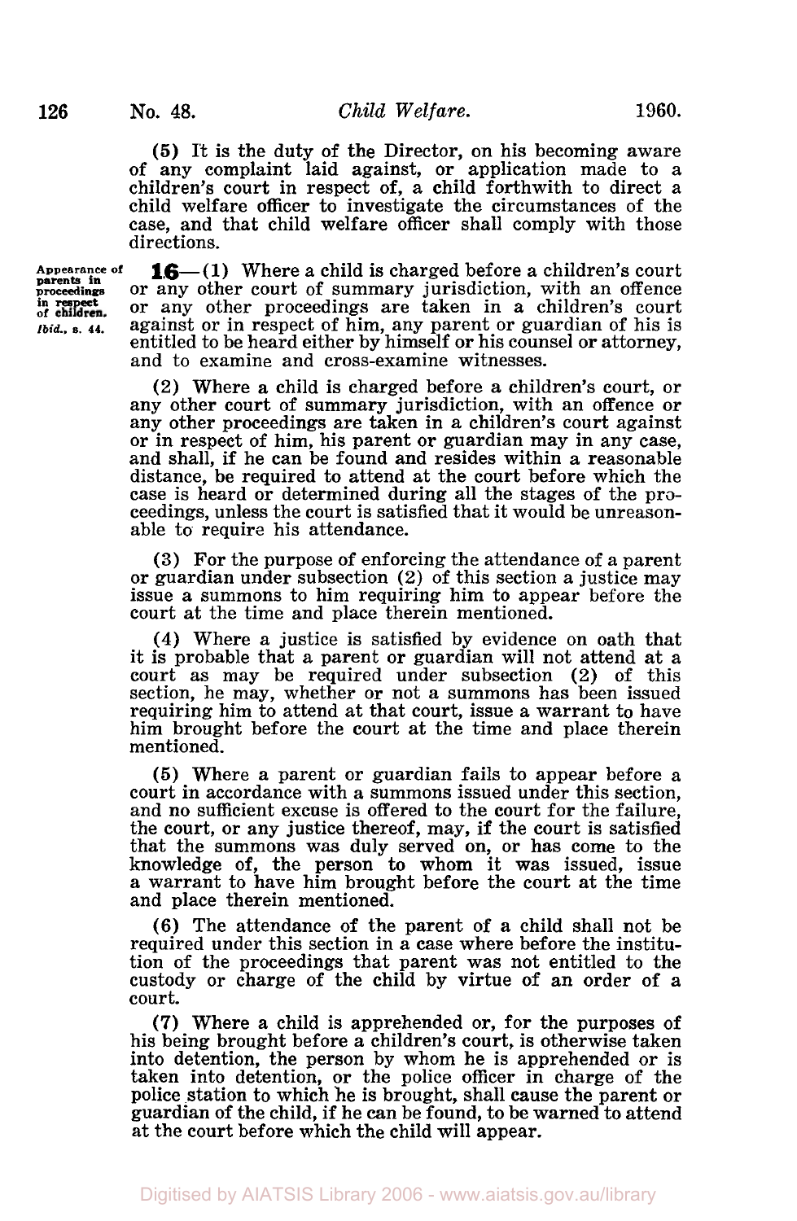(5) It is the duty of the Director, on his becoming aware of any complaint laid against, or application made to a children's court in respect of, a child forthwith to direct a child welfare officer to investigate the circumstances of the case, and that child welfare officer shall comply with those directions.

Appearance of parents in proceedings in respect of children. *Ibid.*, s. 44.

**16**—(1) Where a child is charged before a children's court or any other court of summary jurisdiction, with an offence or any other proceedings are taken in a children's court against or in respect of him, any parent or guardian of his is entitled to be heard either by himself or his counsel or attorney, and to examine and cross-examine witnesses.

(2) Where a child is charged before a children's court, or any other court of summary jurisdiction, with an offence or any other proceedings are taken in a children's court against or in respect of him, his parent or guardian may in any case, and shall, if he can be found and resides within a reasonable distance, be required to attend at the court before which the case is heard or determined during all the stages of the proceedings, unless the court is satisfied that it would be unreasonable to require his attendance.

(3) For the purpose of enforcing the attendance of a parent or guardian under subsection (2) of this section a justice may issue a summons to him requiring him to appear before the court at the time and place therein mentioned.

(4) Where a justice is satisfied by evidence on oath that it is probable that a parent or guardian will not attend at a court as may be required under subsection (2) of this section, he may, whether or not a summons has been issued requiring him to attend at that court, issue a warrant to have him brought before the court at the time and place therein mentioned.

(5) Where a parent or guardian fails to appear before a court in accordance with a summons issued under this section, and no sufficient excuse is offered to the court for the failure, the court, or any justice thereof, may, if the court is satisfied that the summons was duly served on, or has come to the knowledge of, the person to whom it was issued, issue a warrant to have him brought before the court at the time and place therein mentioned.

(6) The attendance of the parent of a child shall not be required under this section in a case where before the institution of the proceedings that parent was not entitled to the custody or charge of the child by virtue of an order of a court.

(7) Where a child is apprehended or, for the purposes of his being brought before a children's court, is otherwise taken into detention, the person by whom he is apprehended or is taken into detention, or the police officer in charge of the police station to which he is brought, shall cause the parent or guardian of the child, if he can be found, to be warned to attend at the court before which the child will appear.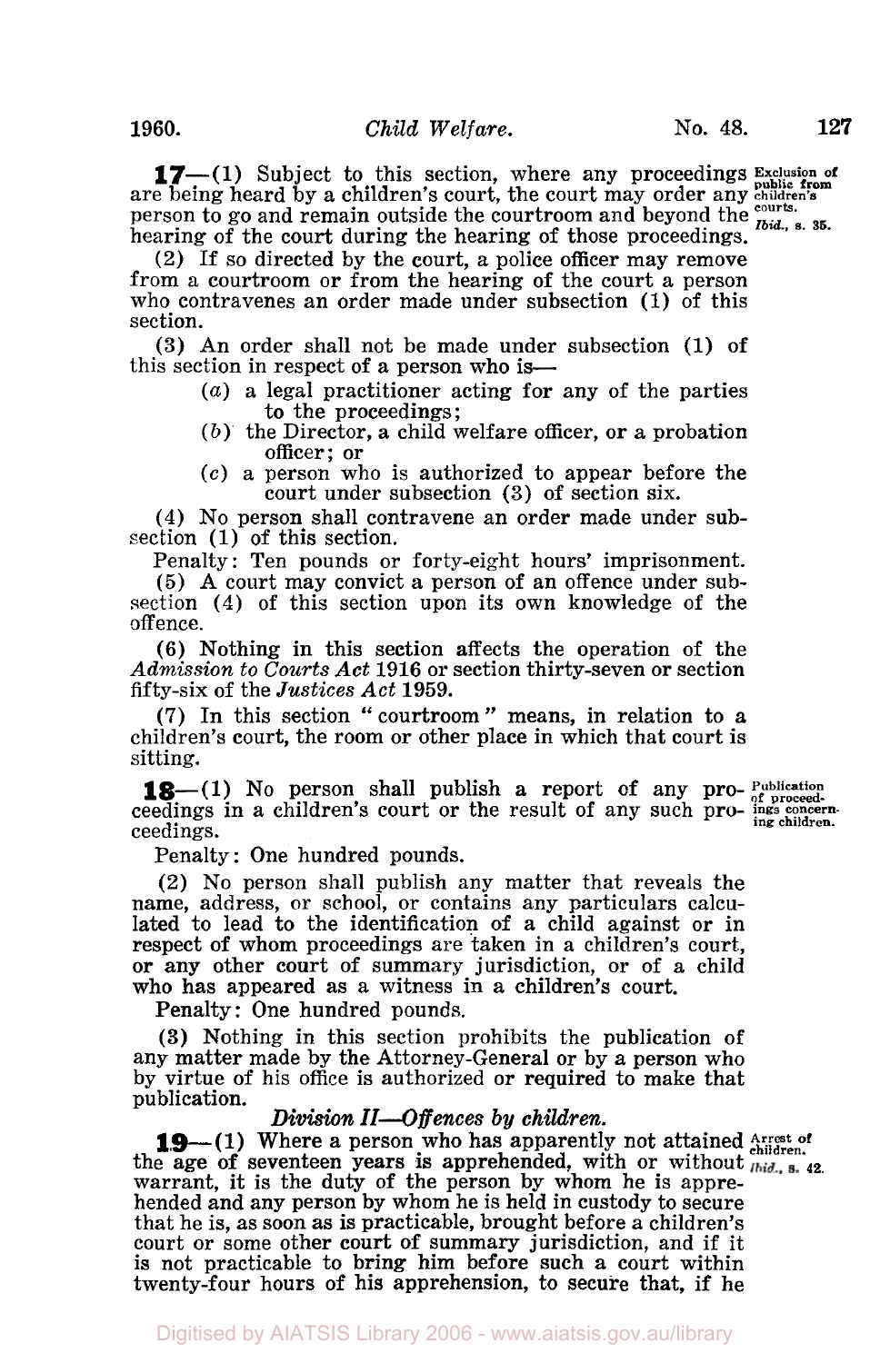**17**—(1) Subject to this section, where any proceedings are being heard by a children's court, the court may order any person to go and remain outside the courtroom and beyond the hearing of the court during the hearing of those proceedings.

Exclusion of public from children's courts. *Ibid.*, s. 35.

(2) If so directed by the court, a police officer may remove from a courtroom or from the hearing of the court a person who contravenes an order made under subsection (1) of this section.

(3) An order shall not be made under subsection (1) of this section in respect of a person who is—

- (*a*) a legal practitioner acting for any of the parties to the proceedings;
- (*b*) the Director, a child welfare officer, or a probation officer; or
- (*c*) a person who is authorized to appear before the court under subsection (3) of section six.

(4) No person shall contravene an order made under subsection (1) of this section.

Penalty: Ten pounds or forty-eight hours' imprisonment.

(5) A court may convict a person of an offence under subsection (4) of this section upon its own knowledge of the offence.

(6) Nothing in this section affects the operation of the *Admission to Courts Act* 1916 or section thirty-seven or section fifty-six of the *Justices Act* 1959.

(7) In this section "courtroom" means, in relation to a children's court, the room or other place in which that court is sitting.

**18**—(1) No person shall publish a report of any proceedings in a children's court or the result of any such proceedings.

Publication of proceedings concerning children.

Penalty: One hundred pounds.

(2) No person shall publish any matter that reveals the name, address, or school, or contains any particulars calculated to lead to the identification of a child against or in respect of whom proceedings are taken in a children's court, or any other court of summary jurisdiction, or of a child who has appeared as a witness in a children's court.

Penalty: One hundred pounds.

(3) Nothing in this section prohibits the publication of any matter made by the Attorney-General or by a person who by virtue of his office is authorized or required to make that publication.

## *Division II—Offences by children.*

**19**—(1) Where a person who has apparently not attained the age of seventeen years is apprehended, with or without warrant, it is the duty of the person by whom he is apprehended and any person by whom he is held in custody to secure that he is, as soon as is practicable, brought before a children's court or some other court of summary jurisdiction, and if it is not practicable to bring him before such a court within twenty-four hours of his apprehension, to secure that, if he

Arrest of children. *Ibid.*, s. 42.